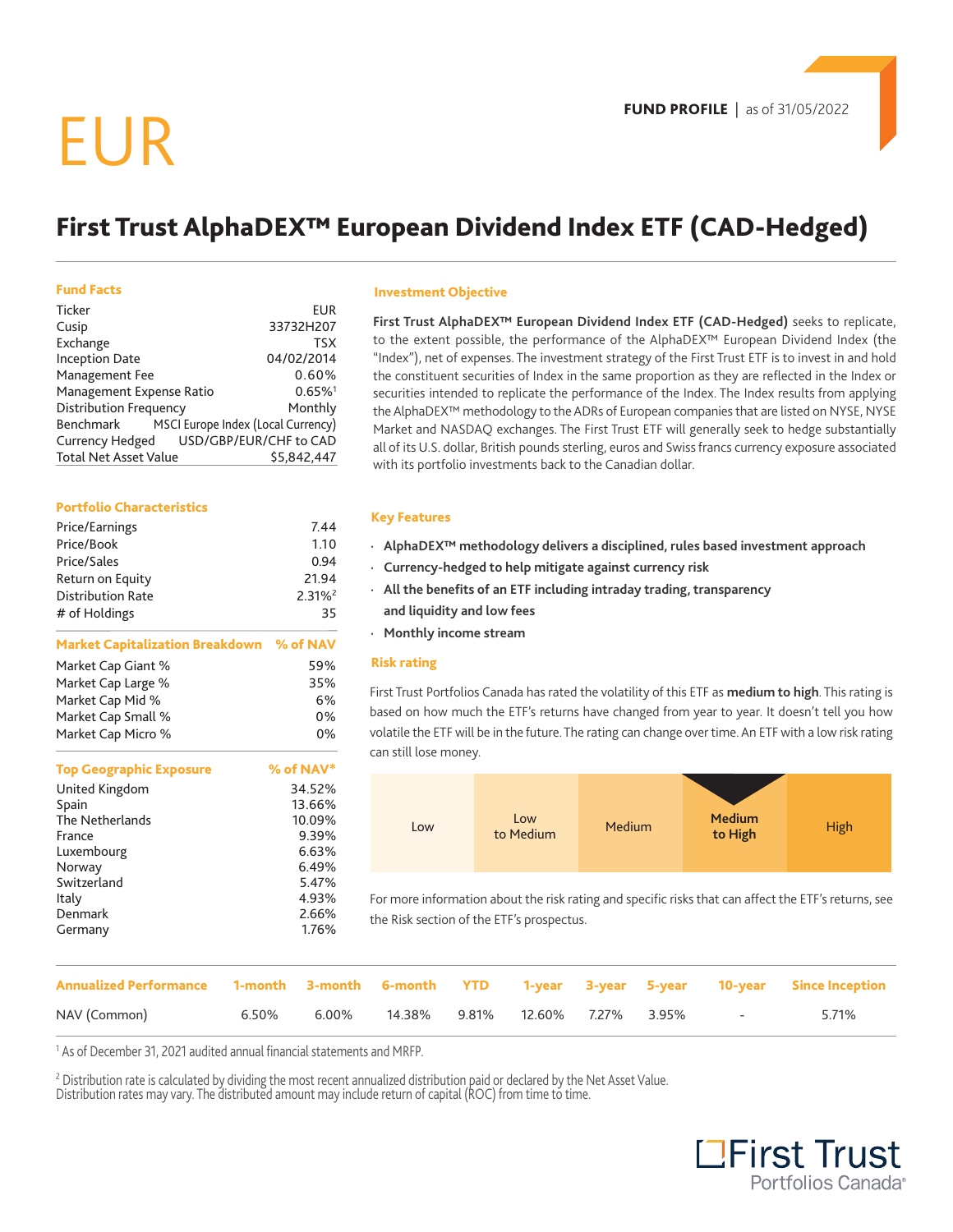# EUR

**FUND PROFILE** | as of 31/05/2022

## First Trust AlphaDEX™ European Dividend Index ETF (CAD-Hedged)

### Fund Facts

| | |
|---|---|
| Ticker | EUR |
| Cusip | 33732H207 |
| Exchange | TSX |
| Inception Date | 04/02/2014 |
| Management Fee | 0.60% |
| Management Expense Ratio | 0.65%[1] |
| Distribution Frequency | Monthly |
| Benchmark | MSCI Europe Index (Local Currency) |
| Currency Hedged | USD/GBP/EUR/CHF to CAD |
| Total Net Asset Value | $5,842,447 |

### Portfolio Characteristics

| | |
|---|---|
| Price/Earnings | 7.44 |
| Price/Book | 1.10 |
| Price/Sales | 0.94 |
| Return on Equity | 21.94 |
| Distribution Rate | 2.31%[2] |
| # of Holdings | 35 |

| Market Capitalization Breakdown | % of NAV |
|---|---|
| Market Cap Giant % | 59% |
| Market Cap Large % | 35% |
| Market Cap Mid % | 6% |
| Market Cap Small % | 0% |
| Market Cap Micro % | 0% |

| Top Geographic Exposure | % of NAV* |
|---|---|
| United Kingdom | 34.52% |
| Spain | 13.66% |
| The Netherlands | 10.09% |
| France | 9.39% |
| Luxembourg | 6.63% |
| Norway | 6.49% |
| Switzerland | 5.47% |
| Italy | 4.93% |
| Denmark | 2.66% |
| Germany | 1.76% |

### Investment Objective

**First Trust AlphaDEX™ European Dividend Index ETF (CAD-Hedged)** seeks to replicate, to the extent possible, the performance of the AlphaDEX™ European Dividend Index (the "Index"), net of expenses. The investment strategy of the First Trust ETF is to invest in and hold the constituent securities of Index in the same proportion as they are reflected in the Index or securities intended to replicate the performance of the Index. The Index results from applying the AlphaDEX™ methodology to the ADRs of European companies that are listed on NYSE, NYSE Market and NASDAQ exchanges. The First Trust ETF will generally seek to hedge substantially all of its U.S. dollar, British pounds sterling, euros and Swiss francs currency exposure associated with its portfolio investments back to the Canadian dollar.

### Key Features

- **AlphaDEX™ methodology delivers a disciplined, rules based investment approach**
- **Currency-hedged to help mitigate against currency risk**
- **All the benefits of an ETF including intraday trading, transparency and liquidity and low fees**
- **Monthly income stream**

### Risk rating

First Trust Portfolios Canada has rated the volatility of this ETF as **medium to high**. This rating is based on how much the ETF's returns have changed from year to year. It doesn't tell you how volatile the ETF will be in the future. The rating can change over time. An ETF with a low risk rating can still lose money.

| Low | Low to Medium | Medium | **Medium to High** | High |
|---|---|---|---|---|

For more information about the risk rating and specific risks that can affect the ETF's returns, see the Risk section of the ETF's prospectus.

| Annualized Performance | 1-month | 3-month | 6-month | YTD | 1-year | 3-year | 5-year | 10-year | Since Inception |
|---|---|---|---|---|---|---|---|---|---|
| NAV (Common) | 6.50% | 6.00% | 14.38% | 9.81% | 12.60% | 7.27% | 3.95% | - | 5.71% |

[1] As of December 31, 2021 audited annual financial statements and MRFP.

[2] Distribution rate is calculated by dividing the most recent annualized distribution paid or declared by the Net Asset Value. Distribution rates may vary. The distributed amount may include return of capital (ROC) from time to time.

First Trust Portfolios Canada®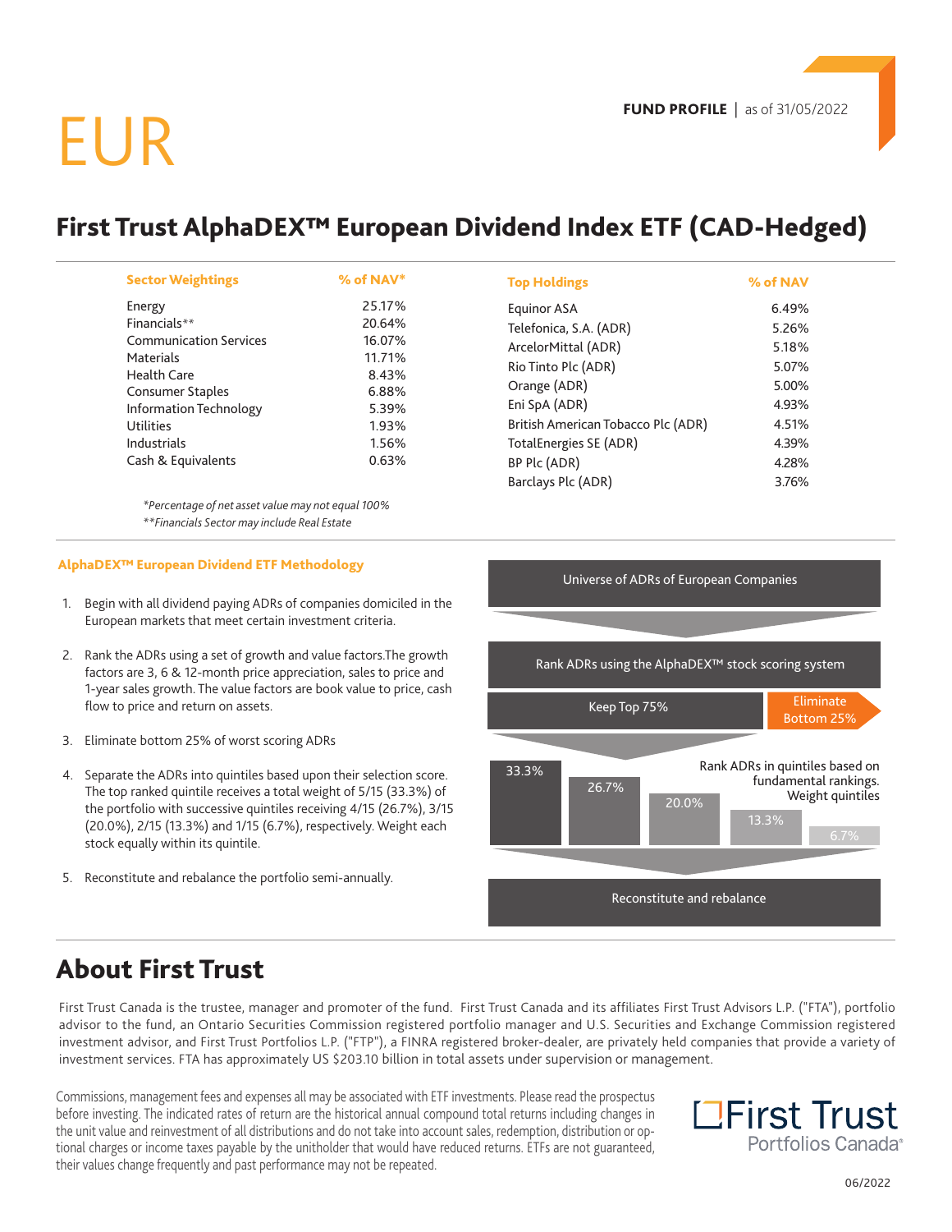EUR

**FUND PROFILE** | as of 31/05/2022

# First Trust AlphaDEX™ European Dividend Index ETF (CAD-Hedged)

| Sector Weightings | % of NAV* |
|---|---|
| Energy | 25.17% |
| Financials** | 20.64% |
| Communication Services | 16.07% |
| Materials | 11.71% |
| Health Care | 8.43% |
| Consumer Staples | 6.88% |
| Information Technology | 5.39% |
| Utilities | 1.93% |
| Industrials | 1.56% |
| Cash & Equivalents | 0.63% |

*Percentage of net asset value may not equal 100%

**Financials Sector may include Real Estate

| Top Holdings | % of NAV |
|---|---|
| Equinor ASA | 6.49% |
| Telefonica, S.A. (ADR) | 5.26% |
| ArcelorMittal (ADR) | 5.18% |
| Rio Tinto Plc (ADR) | 5.07% |
| Orange (ADR) | 5.00% |
| Eni SpA (ADR) | 4.93% |
| British American Tobacco Plc (ADR) | 4.51% |
| TotalEnergies SE (ADR) | 4.39% |
| BP Plc (ADR) | 4.28% |
| Barclays Plc (ADR) | 3.76% |

### AlphaDEX™ European Dividend ETF Methodology

1. Begin with all dividend paying ADRs of companies domiciled in the European markets that meet certain investment criteria.
2. Rank the ADRs using a set of growth and value factors.The growth factors are 3, 6 & 12-month price appreciation, sales to price and 1-year sales growth. The value factors are book value to price, cash flow to price and return on assets.
3. Eliminate bottom 25% of worst scoring ADRs
4. Separate the ADRs into quintiles based upon their selection score. The top ranked quintile receives a total weight of 5/15 (33.3%) of the portfolio with successive quintiles receiving 4/15 (26.7%), 3/15 (20.0%), 2/15 (13.3%) and 1/15 (6.7%), respectively. Weight each stock equally within its quintile.
5. Reconstitute and rebalance the portfolio semi-annually.

Universe of ADRs of European Companies

Rank ADRs using the AlphaDEX™ stock scoring system

Keep Top 75%

Eliminate Bottom 25%

Rank ADRs in quintiles based on fundamental rankings. Weight quintiles

33.3%
26.7%
20.0%
13.3%
6.7%

Reconstitute and rebalance

## About First Trust

First Trust Canada is the trustee, manager and promoter of the fund. First Trust Canada and its affiliates First Trust Advisors L.P. ("FTA"), portfolio advisor to the fund, an Ontario Securities Commission registered portfolio manager and U.S. Securities and Exchange Commission registered investment advisor, and First Trust Portfolios L.P. ("FTP"), a FINRA registered broker-dealer, are privately held companies that provide a variety of investment services. FTA has approximately US $203.10 billion in total assets under supervision or management.

Commissions, management fees and expenses all may be associated with ETF investments. Please read the prospectus before investing. The indicated rates of return are the historical annual compound total returns including changes in the unit value and reinvestment of all distributions and do not take into account sales, redemption, distribution or optional charges or income taxes payable by the unitholder that would have reduced returns. ETFs are not guaranteed, their values change frequently and past performance may not be repeated.

First Trust Portfolios Canada®

06/2022